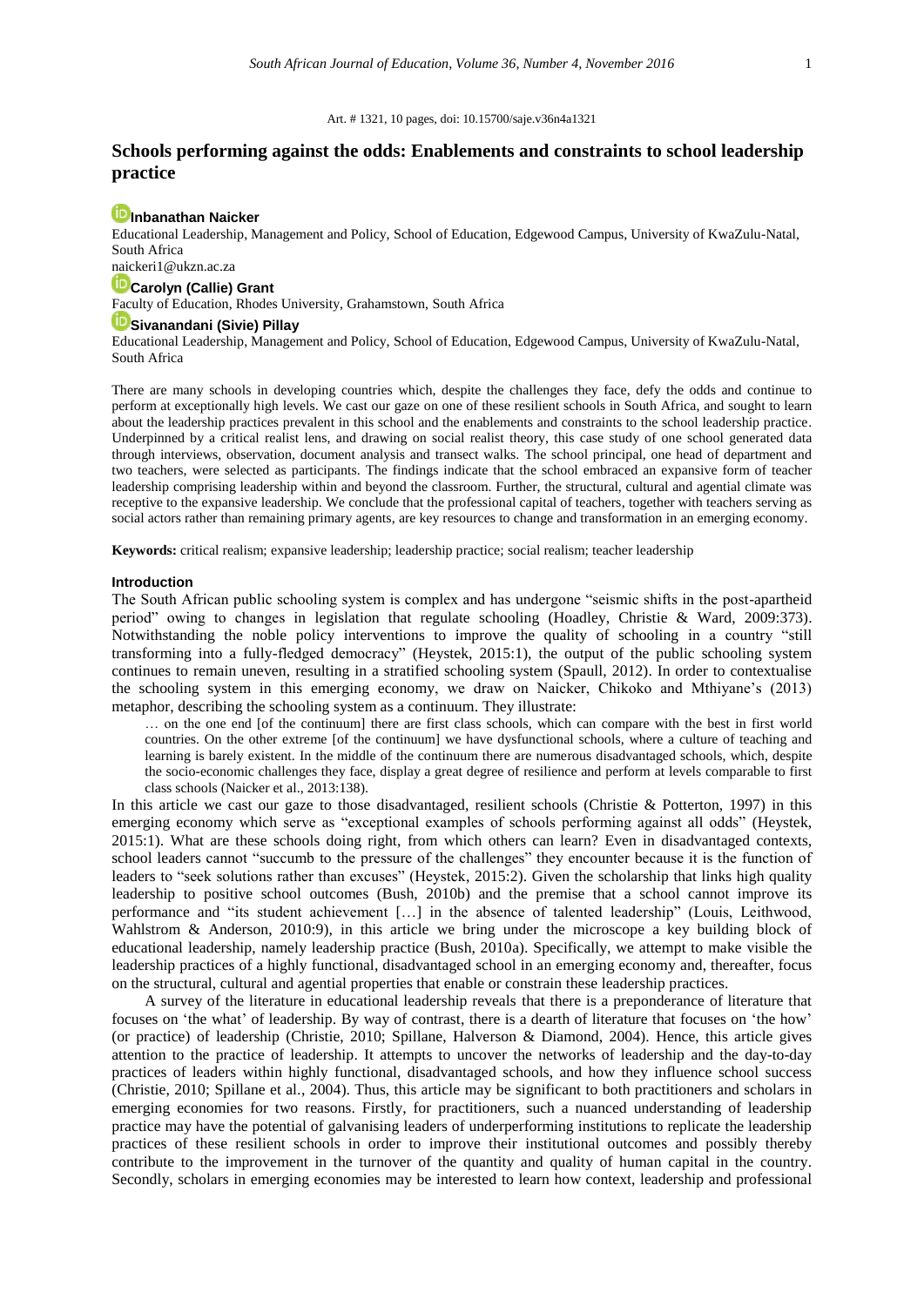Art. # 1321, 10 pages, doi: 10.15700/saje.v36n4a1321

# Schools performing against the odds: Enablements and constraints to school leadership practice

**Inbanathan Naicker**
Educational Leadership, Management and Policy, School of Education, Edgewood Campus, University of KwaZulu-Natal, South Africa
naickeri1@ukzn.ac.za

**Carolyn (Callie) Grant**
Faculty of Education, Rhodes University, Grahamstown, South Africa

**Sivanandani (Sivie) Pillay**
Educational Leadership, Management and Policy, School of Education, Edgewood Campus, University of KwaZulu-Natal, South Africa

There are many schools in developing countries which, despite the challenges they face, defy the odds and continue to perform at exceptionally high levels. We cast our gaze on one of these resilient schools in South Africa, and sought to learn about the leadership practices prevalent in this school and the enablements and constraints to the school leadership practice. Underpinned by a critical realist lens, and drawing on social realist theory, this case study of one school generated data through interviews, observation, document analysis and transect walks. The school principal, one head of department and two teachers, were selected as participants. The findings indicate that the school embraced an expansive form of teacher leadership comprising leadership within and beyond the classroom. Further, the structural, cultural and agential climate was receptive to the expansive leadership. We conclude that the professional capital of teachers, together with teachers serving as social actors rather than remaining primary agents, are key resources to change and transformation in an emerging economy.

**Keywords:** critical realism; expansive leadership; leadership practice; social realism; teacher leadership

## Introduction

The South African public schooling system is complex and has undergone "seismic shifts in the post-apartheid period" owing to changes in legislation that regulate schooling (Hoadley, Christie & Ward, 2009:373). Notwithstanding the noble policy interventions to improve the quality of schooling in a country "still transforming into a fully-fledged democracy" (Heystek, 2015:1), the output of the public schooling system continues to remain uneven, resulting in a stratified schooling system (Spaull, 2012). In order to contextualise the schooling system in this emerging economy, we draw on Naicker, Chikoko and Mthiyane's (2013) metaphor, describing the schooling system as a continuum. They illustrate:

> … on the one end [of the continuum] there are first class schools, which can compare with the best in first world countries. On the other extreme [of the continuum] we have dysfunctional schools, where a culture of teaching and learning is barely existent. In the middle of the continuum there are numerous disadvantaged schools, which, despite the socio-economic challenges they face, display a great degree of resilience and perform at levels comparable to first class schools (Naicker et al., 2013:138).

In this article we cast our gaze to those disadvantaged, resilient schools (Christie & Potterton, 1997) in this emerging economy which serve as "exceptional examples of schools performing against all odds" (Heystek, 2015:1). What are these schools doing right, from which others can learn? Even in disadvantaged contexts, school leaders cannot "succumb to the pressure of the challenges" they encounter because it is the function of leaders to "seek solutions rather than excuses" (Heystek, 2015:2). Given the scholarship that links high quality leadership to positive school outcomes (Bush, 2010b) and the premise that a school cannot improve its performance and "its student achievement […] in the absence of talented leadership" (Louis, Leithwood, Wahlstrom & Anderson, 2010:9), in this article we bring under the microscope a key building block of educational leadership, namely leadership practice (Bush, 2010a). Specifically, we attempt to make visible the leadership practices of a highly functional, disadvantaged school in an emerging economy and, thereafter, focus on the structural, cultural and agential properties that enable or constrain these leadership practices.

A survey of the literature in educational leadership reveals that there is a preponderance of literature that focuses on 'the what' of leadership. By way of contrast, there is a dearth of literature that focuses on 'the how' (or practice) of leadership (Christie, 2010; Spillane, Halverson & Diamond, 2004). Hence, this article gives attention to the practice of leadership. It attempts to uncover the networks of leadership and the day-to-day practices of leaders within highly functional, disadvantaged schools, and how they influence school success (Christie, 2010; Spillane et al., 2004). Thus, this article may be significant to both practitioners and scholars in emerging economies for two reasons. Firstly, for practitioners, such a nuanced understanding of leadership practice may have the potential of galvanising leaders of underperforming institutions to replicate the leadership practices of these resilient schools in order to improve their institutional outcomes and possibly thereby contribute to the improvement in the turnover of the quantity and quality of human capital in the country. Secondly, scholars in emerging economies may be interested to learn how context, leadership and professional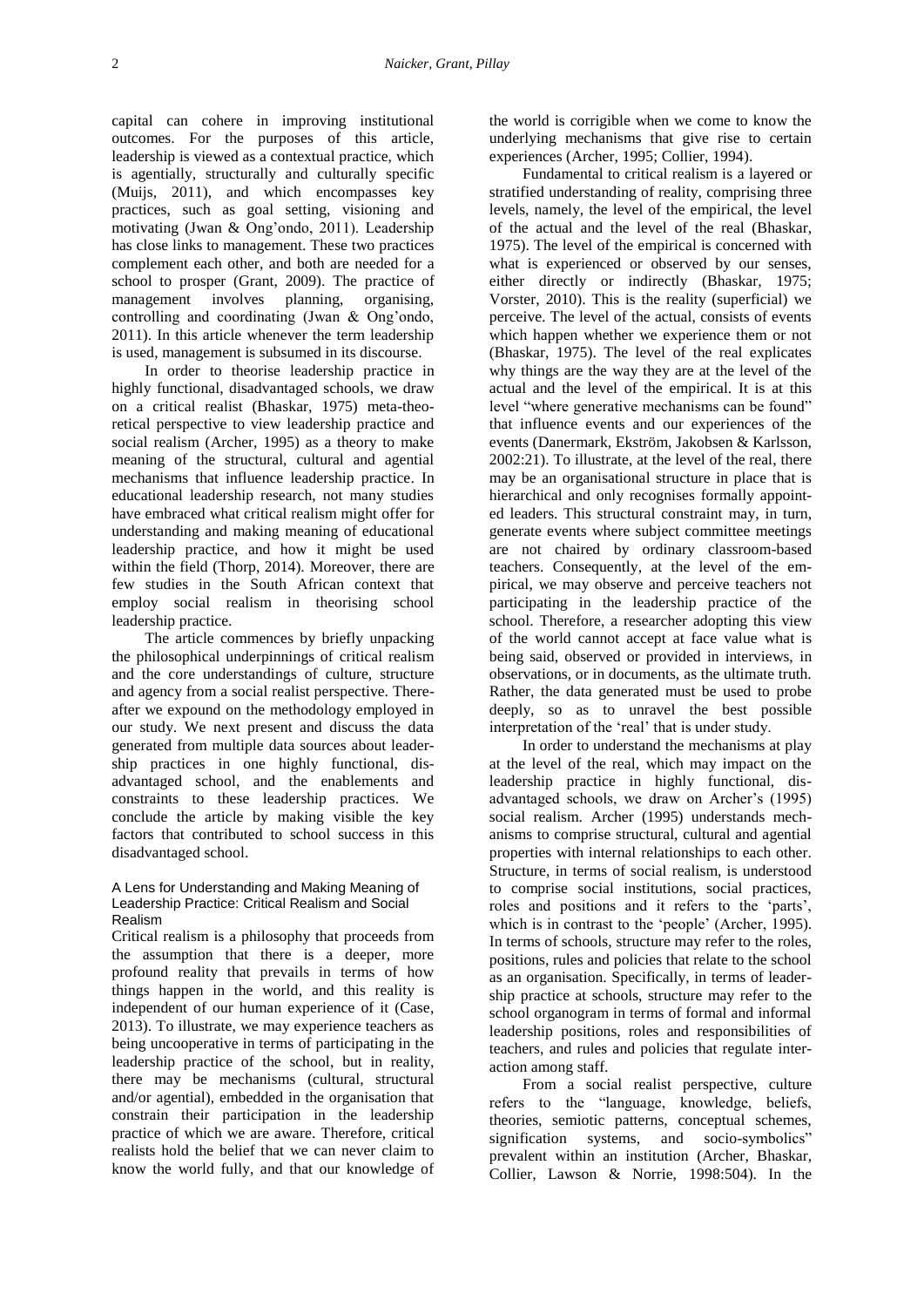capital can cohere in improving institutional outcomes. For the purposes of this article, leadership is viewed as a contextual practice, which is agentially, structurally and culturally specific (Muijs, 2011), and which encompasses key practices, such as goal setting, visioning and motivating (Jwan & Ong'ondo, 2011). Leadership has close links to management. These two practices complement each other, and both are needed for a school to prosper (Grant, 2009). The practice of management involves planning, organising, controlling and coordinating (Jwan & Ong'ondo, 2011). In this article whenever the term leadership is used, management is subsumed in its discourse.

In order to theorise leadership practice in highly functional, disadvantaged schools, we draw on a critical realist (Bhaskar, 1975) meta-theoretical perspective to view leadership practice and social realism (Archer, 1995) as a theory to make meaning of the structural, cultural and agential mechanisms that influence leadership practice. In educational leadership research, not many studies have embraced what critical realism might offer for understanding and making meaning of educational leadership practice, and how it might be used within the field (Thorp, 2014). Moreover, there are few studies in the South African context that employ social realism in theorising school leadership practice.

The article commences by briefly unpacking the philosophical underpinnings of critical realism and the core understandings of culture, structure and agency from a social realist perspective. Thereafter we expound on the methodology employed in our study. We next present and discuss the data generated from multiple data sources about leadership practices in one highly functional, disadvantaged school, and the enablements and constraints to these leadership practices. We conclude the article by making visible the key factors that contributed to school success in this disadvantaged school.

### A Lens for Understanding and Making Meaning of Leadership Practice: Critical Realism and Social Realism

Critical realism is a philosophy that proceeds from the assumption that there is a deeper, more profound reality that prevails in terms of how things happen in the world, and this reality is independent of our human experience of it (Case, 2013). To illustrate, we may experience teachers as being uncooperative in terms of participating in the leadership practice of the school, but in reality, there may be mechanisms (cultural, structural and/or agential), embedded in the organisation that constrain their participation in the leadership practice of which we are aware. Therefore, critical realists hold the belief that we can never claim to know the world fully, and that our knowledge of the world is corrigible when we come to know the underlying mechanisms that give rise to certain experiences (Archer, 1995; Collier, 1994).

Fundamental to critical realism is a layered or stratified understanding of reality, comprising three levels, namely, the level of the empirical, the level of the actual and the level of the real (Bhaskar, 1975). The level of the empirical is concerned with what is experienced or observed by our senses, either directly or indirectly (Bhaskar, 1975; Vorster, 2010). This is the reality (superficial) we perceive. The level of the actual, consists of events which happen whether we experience them or not (Bhaskar, 1975). The level of the real explicates why things are the way they are at the level of the actual and the level of the empirical. It is at this level "where generative mechanisms can be found" that influence events and our experiences of the events (Danermark, Ekström, Jakobsen & Karlsson, 2002:21). To illustrate, at the level of the real, there may be an organisational structure in place that is hierarchical and only recognises formally appointed leaders. This structural constraint may, in turn, generate events where subject committee meetings are not chaired by ordinary classroom-based teachers. Consequently, at the level of the empirical, we may observe and perceive teachers not participating in the leadership practice of the school. Therefore, a researcher adopting this view of the world cannot accept at face value what is being said, observed or provided in interviews, in observations, or in documents, as the ultimate truth. Rather, the data generated must be used to probe deeply, so as to unravel the best possible interpretation of the 'real' that is under study.

In order to understand the mechanisms at play at the level of the real, which may impact on the leadership practice in highly functional, disadvantaged schools, we draw on Archer's (1995) social realism. Archer (1995) understands mechanisms to comprise structural, cultural and agential properties with internal relationships to each other. Structure, in terms of social realism, is understood to comprise social institutions, social practices, roles and positions and it refers to the 'parts', which is in contrast to the 'people' (Archer, 1995). In terms of schools, structure may refer to the roles, positions, rules and policies that relate to the school as an organisation. Specifically, in terms of leadership practice at schools, structure may refer to the school organogram in terms of formal and informal leadership positions, roles and responsibilities of teachers, and rules and policies that regulate interaction among staff.

From a social realist perspective, culture refers to the "language, knowledge, beliefs, theories, semiotic patterns, conceptual schemes, signification systems, and socio-symbolics" prevalent within an institution (Archer, Bhaskar, Collier, Lawson & Norrie, 1998:504). In the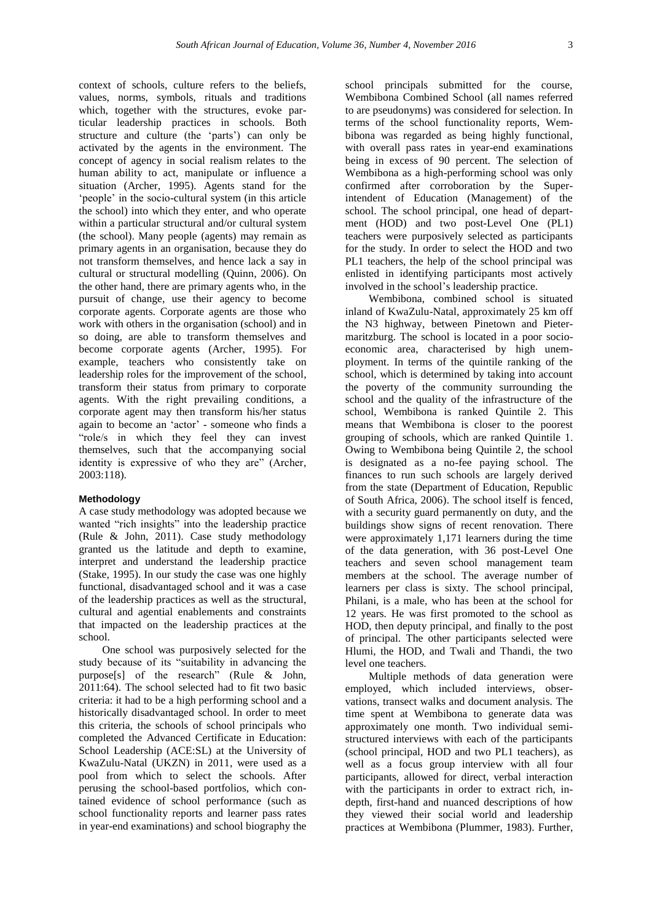context of schools, culture refers to the beliefs, values, norms, symbols, rituals and traditions which, together with the structures, evoke particular leadership practices in schools. Both structure and culture (the 'parts') can only be activated by the agents in the environment. The concept of agency in social realism relates to the human ability to act, manipulate or influence a situation (Archer, 1995). Agents stand for the 'people' in the socio-cultural system (in this article the school) into which they enter, and who operate within a particular structural and/or cultural system (the school). Many people (agents) may remain as primary agents in an organisation, because they do not transform themselves, and hence lack a say in cultural or structural modelling (Quinn, 2006). On the other hand, there are primary agents who, in the pursuit of change, use their agency to become corporate agents. Corporate agents are those who work with others in the organisation (school) and in so doing, are able to transform themselves and become corporate agents (Archer, 1995). For example, teachers who consistently take on leadership roles for the improvement of the school, transform their status from primary to corporate agents. With the right prevailing conditions, a corporate agent may then transform his/her status again to become an 'actor' - someone who finds a "role/s in which they feel they can invest themselves, such that the accompanying social identity is expressive of who they are" (Archer, 2003:118).

## Methodology

A case study methodology was adopted because we wanted "rich insights" into the leadership practice (Rule & John, 2011). Case study methodology granted us the latitude and depth to examine, interpret and understand the leadership practice (Stake, 1995). In our study the case was one highly functional, disadvantaged school and it was a case of the leadership practices as well as the structural, cultural and agential enablements and constraints that impacted on the leadership practices at the school.

One school was purposively selected for the study because of its "suitability in advancing the purpose[s] of the research" (Rule & John, 2011:64). The school selected had to fit two basic criteria: it had to be a high performing school and a historically disadvantaged school. In order to meet this criteria, the schools of school principals who completed the Advanced Certificate in Education: School Leadership (ACE:SL) at the University of KwaZulu-Natal (UKZN) in 2011, were used as a pool from which to select the schools. After perusing the school-based portfolios, which contained evidence of school performance (such as school functionality reports and learner pass rates in year-end examinations) and school biography the school principals submitted for the course, Wembibona Combined School (all names referred to are pseudonyms) was considered for selection. In terms of the school functionality reports, Wembibona was regarded as being highly functional, with overall pass rates in year-end examinations being in excess of 90 percent. The selection of Wembibona as a high-performing school was only confirmed after corroboration by the Superintendent of Education (Management) of the school. The school principal, one head of department (HOD) and two post-Level One (PL1) teachers were purposively selected as participants for the study. In order to select the HOD and two PL1 teachers, the help of the school principal was enlisted in identifying participants most actively involved in the school's leadership practice.

Wembibona, combined school is situated inland of KwaZulu-Natal, approximately 25 km off the N3 highway, between Pinetown and Pietermaritzburg. The school is located in a poor socio-economic area, characterised by high unemployment. In terms of the quintile ranking of the school, which is determined by taking into account the poverty of the community surrounding the school and the quality of the infrastructure of the school, Wembibona is ranked Quintile 2. This means that Wembibona is closer to the poorest grouping of schools, which are ranked Quintile 1. Owing to Wembibona being Quintile 2, the school is designated as a no-fee paying school. The finances to run such schools are largely derived from the state (Department of Education, Republic of South Africa, 2006). The school itself is fenced, with a security guard permanently on duty, and the buildings show signs of recent renovation. There were approximately 1,171 learners during the time of the data generation, with 36 post-Level One teachers and seven school management team members at the school. The average number of learners per class is sixty. The school principal, Philani, is a male, who has been at the school for 12 years. He was first promoted to the school as HOD, then deputy principal, and finally to the post of principal. The other participants selected were Hlumi, the HOD, and Twali and Thandi, the two level one teachers.

Multiple methods of data generation were employed, which included interviews, observations, transect walks and document analysis. The time spent at Wembibona to generate data was approximately one month. Two individual semi-structured interviews with each of the participants (school principal, HOD and two PL1 teachers), as well as a focus group interview with all four participants, allowed for direct, verbal interaction with the participants in order to extract rich, in-depth, first-hand and nuanced descriptions of how they viewed their social world and leadership practices at Wembibona (Plummer, 1983). Further,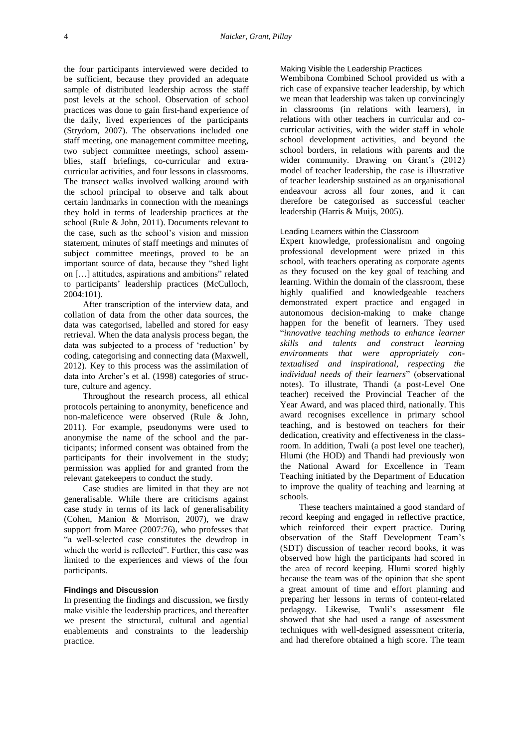the four participants interviewed were decided to be sufficient, because they provided an adequate sample of distributed leadership across the staff post levels at the school. Observation of school practices was done to gain first-hand experience of the daily, lived experiences of the participants (Strydom, 2007). The observations included one staff meeting, one management committee meeting, two subject committee meetings, school assemblies, staff briefings, co-curricular and extra-curricular activities, and four lessons in classrooms. The transect walks involved walking around with the school principal to observe and talk about certain landmarks in connection with the meanings they hold in terms of leadership practices at the school (Rule & John, 2011). Documents relevant to the case, such as the school's vision and mission statement, minutes of staff meetings and minutes of subject committee meetings, proved to be an important source of data, because they "shed light on […] attitudes, aspirations and ambitions" related to participants' leadership practices (McCulloch, 2004:101).

After transcription of the interview data, and collation of data from the other data sources, the data was categorised, labelled and stored for easy retrieval. When the data analysis process began, the data was subjected to a process of 'reduction' by coding, categorising and connecting data (Maxwell, 2012). Key to this process was the assimilation of data into Archer's et al. (1998) categories of structure, culture and agency.

Throughout the research process, all ethical protocols pertaining to anonymity, beneficence and non-maleficence were observed (Rule & John, 2011). For example, pseudonyms were used to anonymise the name of the school and the participants; informed consent was obtained from the participants for their involvement in the study; permission was applied for and granted from the relevant gatekeepers to conduct the study.

Case studies are limited in that they are not generalisable. While there are criticisms against case study in terms of its lack of generalisability (Cohen, Manion & Morrison, 2007), we draw support from Maree (2007:76), who professes that "a well-selected case constitutes the dewdrop in which the world is reflected". Further, this case was limited to the experiences and views of the four participants.

## Findings and Discussion

In presenting the findings and discussion, we firstly make visible the leadership practices, and thereafter we present the structural, cultural and agential enablements and constraints to the leadership practice.

### Making Visible the Leadership Practices

Wembibona Combined School provided us with a rich case of expansive teacher leadership, by which we mean that leadership was taken up convincingly in classrooms (in relations with learners), in relations with other teachers in curricular and co-curricular activities, with the wider staff in whole school development activities, and beyond the school borders, in relations with parents and the wider community. Drawing on Grant's (2012) model of teacher leadership, the case is illustrative of teacher leadership sustained as an organisational endeavour across all four zones, and it can therefore be categorised as successful teacher leadership (Harris & Muijs, 2005).

### Leading Learners within the Classroom

Expert knowledge, professionalism and ongoing professional development were prized in this school, with teachers operating as corporate agents as they focused on the key goal of teaching and learning. Within the domain of the classroom, these highly qualified and knowledgeable teachers demonstrated expert practice and engaged in autonomous decision-making to make change happen for the benefit of learners. They used "*innovative teaching methods to enhance learner skills and talents and construct learning environments that were appropriately contextualised and inspirational, respecting the individual needs of their learners*" (observational notes). To illustrate, Thandi (a post-Level One teacher) received the Provincial Teacher of the Year Award, and was placed third, nationally. This award recognises excellence in primary school teaching, and is bestowed on teachers for their dedication, creativity and effectiveness in the classroom. In addition, Twali (a post level one teacher), Hlumi (the HOD) and Thandi had previously won the National Award for Excellence in Team Teaching initiated by the Department of Education to improve the quality of teaching and learning at schools.

These teachers maintained a good standard of record keeping and engaged in reflective practice, which reinforced their expert practice. During observation of the Staff Development Team's (SDT) discussion of teacher record books, it was observed how high the participants had scored in the area of record keeping. Hlumi scored highly because the team was of the opinion that she spent a great amount of time and effort planning and preparing her lessons in terms of content-related pedagogy. Likewise, Twali's assessment file showed that she had used a range of assessment techniques with well-designed assessment criteria, and had therefore obtained a high score. The team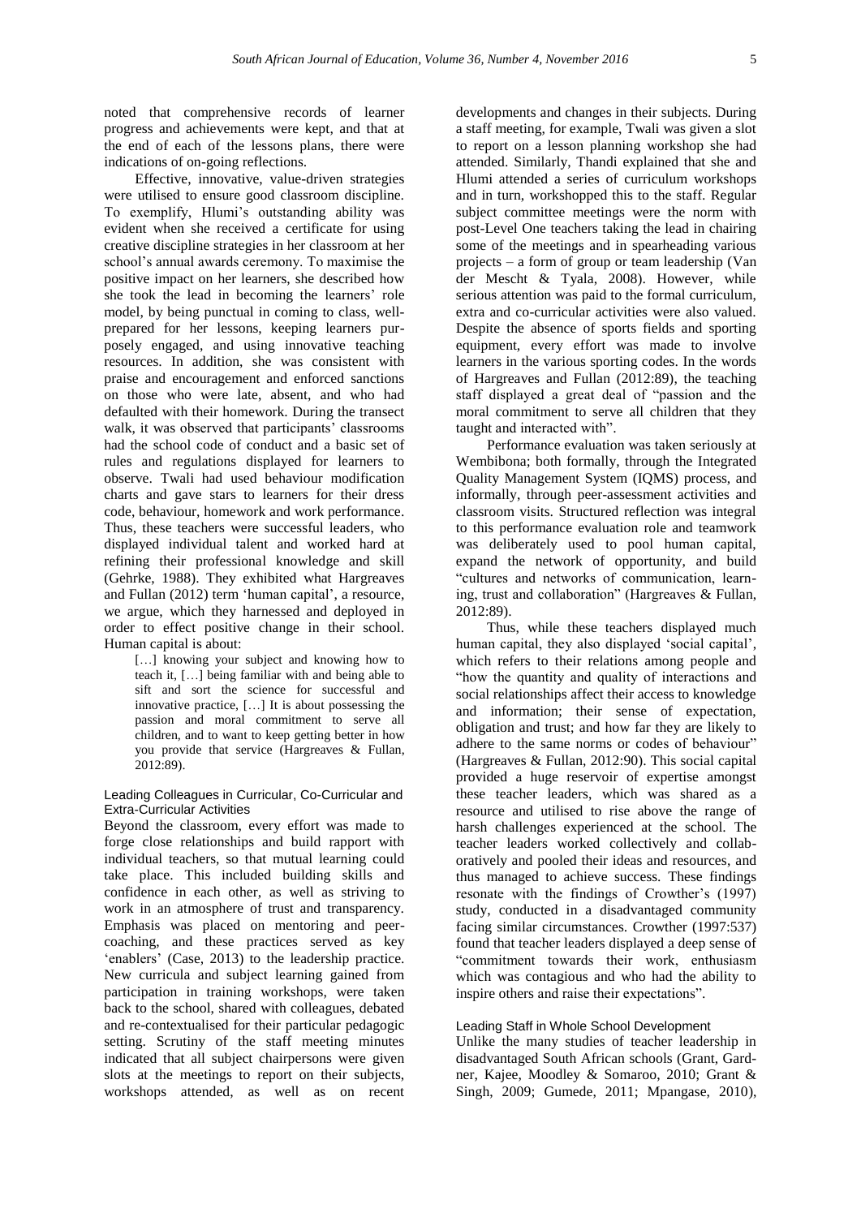noted that comprehensive records of learner progress and achievements were kept, and that at the end of each of the lessons plans, there were indications of on-going reflections.

Effective, innovative, value-driven strategies were utilised to ensure good classroom discipline. To exemplify, Hlumi's outstanding ability was evident when she received a certificate for using creative discipline strategies in her classroom at her school's annual awards ceremony. To maximise the positive impact on her learners, she described how she took the lead in becoming the learners' role model, by being punctual in coming to class, well-prepared for her lessons, keeping learners purposely engaged, and using innovative teaching resources. In addition, she was consistent with praise and encouragement and enforced sanctions on those who were late, absent, and who had defaulted with their homework. During the transect walk, it was observed that participants' classrooms had the school code of conduct and a basic set of rules and regulations displayed for learners to observe. Twali had used behaviour modification charts and gave stars to learners for their dress code, behaviour, homework and work performance. Thus, these teachers were successful leaders, who displayed individual talent and worked hard at refining their professional knowledge and skill (Gehrke, 1988). They exhibited what Hargreaves and Fullan (2012) term 'human capital', a resource, we argue, which they harnessed and deployed in order to effect positive change in their school. Human capital is about:

> […] knowing your subject and knowing how to teach it, […] being familiar with and being able to sift and sort the science for successful and innovative practice, […] It is about possessing the passion and moral commitment to serve all children, and to want to keep getting better in how you provide that service (Hargreaves & Fullan, 2012:89).

### Leading Colleagues in Curricular, Co-Curricular and Extra-Curricular Activities

Beyond the classroom, every effort was made to forge close relationships and build rapport with individual teachers, so that mutual learning could take place. This included building skills and confidence in each other, as well as striving to work in an atmosphere of trust and transparency. Emphasis was placed on mentoring and peer-coaching, and these practices served as key 'enablers' (Case, 2013) to the leadership practice. New curricula and subject learning gained from participation in training workshops, were taken back to the school, shared with colleagues, debated and re-contextualised for their particular pedagogic setting. Scrutiny of the staff meeting minutes indicated that all subject chairpersons were given slots at the meetings to report on their subjects, workshops attended, as well as on recent developments and changes in their subjects. During a staff meeting, for example, Twali was given a slot to report on a lesson planning workshop she had attended. Similarly, Thandi explained that she and Hlumi attended a series of curriculum workshops and in turn, workshopped this to the staff. Regular subject committee meetings were the norm with post-Level One teachers taking the lead in chairing some of the meetings and in spearheading various projects – a form of group or team leadership (Van der Mescht & Tyala, 2008). However, while serious attention was paid to the formal curriculum, extra and co-curricular activities were also valued. Despite the absence of sports fields and sporting equipment, every effort was made to involve learners in the various sporting codes. In the words of Hargreaves and Fullan (2012:89), the teaching staff displayed a great deal of "passion and the moral commitment to serve all children that they taught and interacted with".

Performance evaluation was taken seriously at Wembibona; both formally, through the Integrated Quality Management System (IQMS) process, and informally, through peer-assessment activities and classroom visits. Structured reflection was integral to this performance evaluation role and teamwork was deliberately used to pool human capital, expand the network of opportunity, and build "cultures and networks of communication, learning, trust and collaboration" (Hargreaves & Fullan, 2012:89).

Thus, while these teachers displayed much human capital, they also displayed 'social capital', which refers to their relations among people and "how the quantity and quality of interactions and social relationships affect their access to knowledge and information; their sense of expectation, obligation and trust; and how far they are likely to adhere to the same norms or codes of behaviour" (Hargreaves & Fullan, 2012:90). This social capital provided a huge reservoir of expertise amongst these teacher leaders, which was shared as a resource and utilised to rise above the range of harsh challenges experienced at the school. The teacher leaders worked collectively and collaboratively and pooled their ideas and resources, and thus managed to achieve success. These findings resonate with the findings of Crowther's (1997) study, conducted in a disadvantaged community facing similar circumstances. Crowther (1997:537) found that teacher leaders displayed a deep sense of "commitment towards their work, enthusiasm which was contagious and who had the ability to inspire others and raise their expectations".

### Leading Staff in Whole School Development

Unlike the many studies of teacher leadership in disadvantaged South African schools (Grant, Gardner, Kajee, Moodley & Somaroo, 2010; Grant & Singh, 2009; Gumede, 2011; Mpangase, 2010),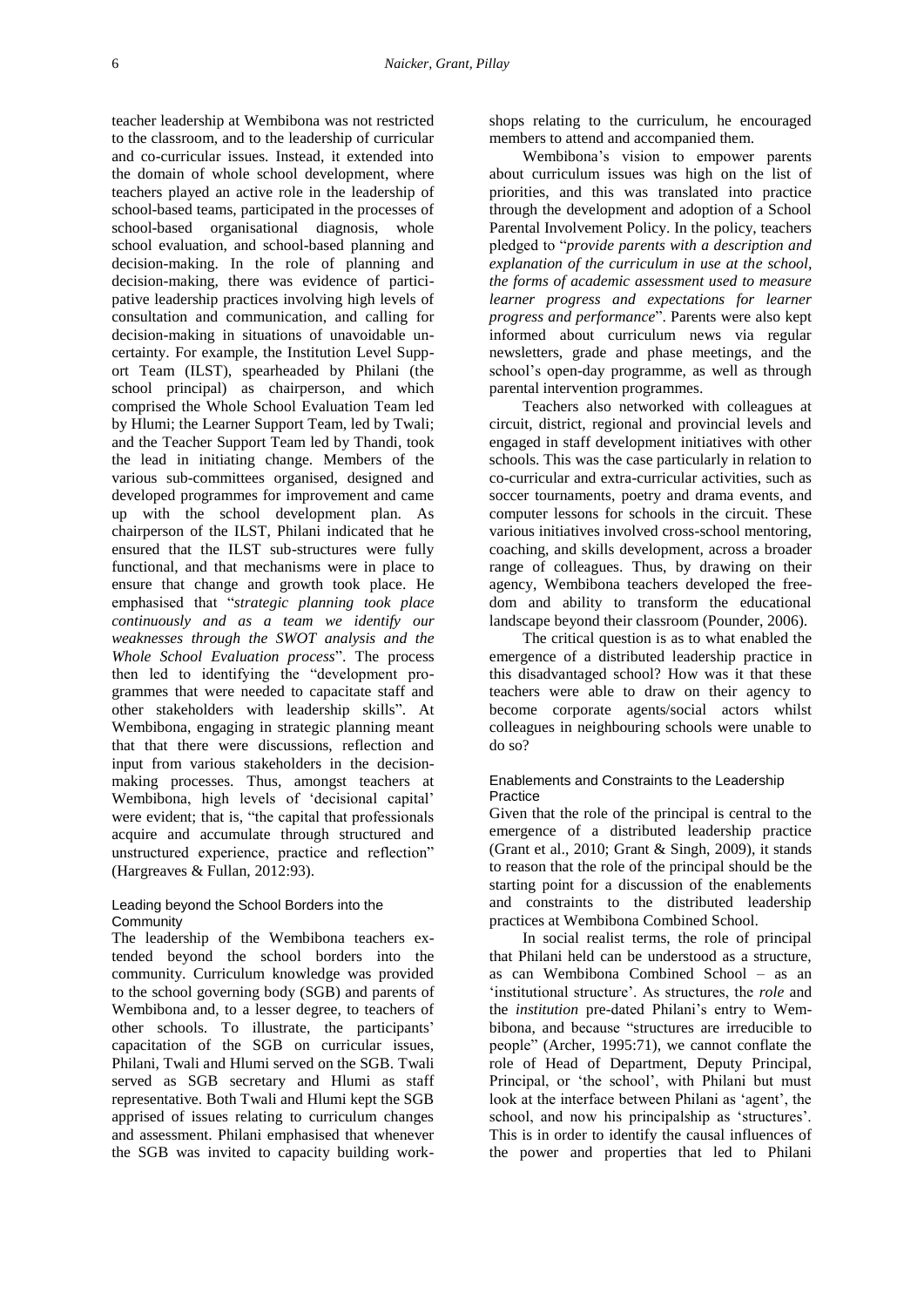teacher leadership at Wembibona was not restricted to the classroom, and to the leadership of curricular and co-curricular issues. Instead, it extended into the domain of whole school development, where teachers played an active role in the leadership of school-based teams, participated in the processes of school-based organisational diagnosis, whole school evaluation, and school-based planning and decision-making. In the role of planning and decision-making, there was evidence of participative leadership practices involving high levels of consultation and communication, and calling for decision-making in situations of unavoidable uncertainty. For example, the Institution Level Support Team (ILST), spearheaded by Philani (the school principal) as chairperson, and which comprised the Whole School Evaluation Team led by Hlumi; the Learner Support Team, led by Twali; and the Teacher Support Team led by Thandi, took the lead in initiating change. Members of the various sub-committees organised, designed and developed programmes for improvement and came up with the school development plan. As chairperson of the ILST, Philani indicated that he ensured that the ILST sub-structures were fully functional, and that mechanisms were in place to ensure that change and growth took place. He emphasised that "*strategic planning took place continuously and as a team we identify our weaknesses through the SWOT analysis and the Whole School Evaluation process*". The process then led to identifying the "development programmes that were needed to capacitate staff and other stakeholders with leadership skills". At Wembibona, engaging in strategic planning meant that that there were discussions, reflection and input from various stakeholders in the decision-making processes. Thus, amongst teachers at Wembibona, high levels of 'decisional capital' were evident; that is, "the capital that professionals acquire and accumulate through structured and unstructured experience, practice and reflection" (Hargreaves & Fullan, 2012:93).

### Leading beyond the School Borders into the Community

The leadership of the Wembibona teachers extended beyond the school borders into the community. Curriculum knowledge was provided to the school governing body (SGB) and parents of Wembibona and, to a lesser degree, to teachers of other schools. To illustrate, the participants' capacitation of the SGB on curricular issues, Philani, Twali and Hlumi served on the SGB. Twali served as SGB secretary and Hlumi as staff representative. Both Twali and Hlumi kept the SGB apprised of issues relating to curriculum changes and assessment. Philani emphasised that whenever the SGB was invited to capacity building workshops relating to the curriculum, he encouraged members to attend and accompanied them.

Wembibona's vision to empower parents about curriculum issues was high on the list of priorities, and this was translated into practice through the development and adoption of a School Parental Involvement Policy. In the policy, teachers pledged to "*provide parents with a description and explanation of the curriculum in use at the school, the forms of academic assessment used to measure learner progress and expectations for learner progress and performance*". Parents were also kept informed about curriculum news via regular newsletters, grade and phase meetings, and the school's open-day programme, as well as through parental intervention programmes.

Teachers also networked with colleagues at circuit, district, regional and provincial levels and engaged in staff development initiatives with other schools. This was the case particularly in relation to co-curricular and extra-curricular activities, such as soccer tournaments, poetry and drama events, and computer lessons for schools in the circuit. These various initiatives involved cross-school mentoring, coaching, and skills development, across a broader range of colleagues. Thus, by drawing on their agency, Wembibona teachers developed the freedom and ability to transform the educational landscape beyond their classroom (Pounder, 2006).

The critical question is as to what enabled the emergence of a distributed leadership practice in this disadvantaged school? How was it that these teachers were able to draw on their agency to become corporate agents/social actors whilst colleagues in neighbouring schools were unable to do so?

### Enablements and Constraints to the Leadership Practice

Given that the role of the principal is central to the emergence of a distributed leadership practice (Grant et al., 2010; Grant & Singh, 2009), it stands to reason that the role of the principal should be the starting point for a discussion of the enablements and constraints to the distributed leadership practices at Wembibona Combined School.

In social realist terms, the role of principal that Philani held can be understood as a structure, as can Wembibona Combined School – as an 'institutional structure'. As structures, the *role* and the *institution* pre-dated Philani's entry to Wembibona, and because "structures are irreducible to people" (Archer, 1995:71), we cannot conflate the role of Head of Department, Deputy Principal, Principal, or 'the school', with Philani but must look at the interface between Philani as 'agent', the school, and now his principalship as 'structures'. This is in order to identify the causal influences of the power and properties that led to Philani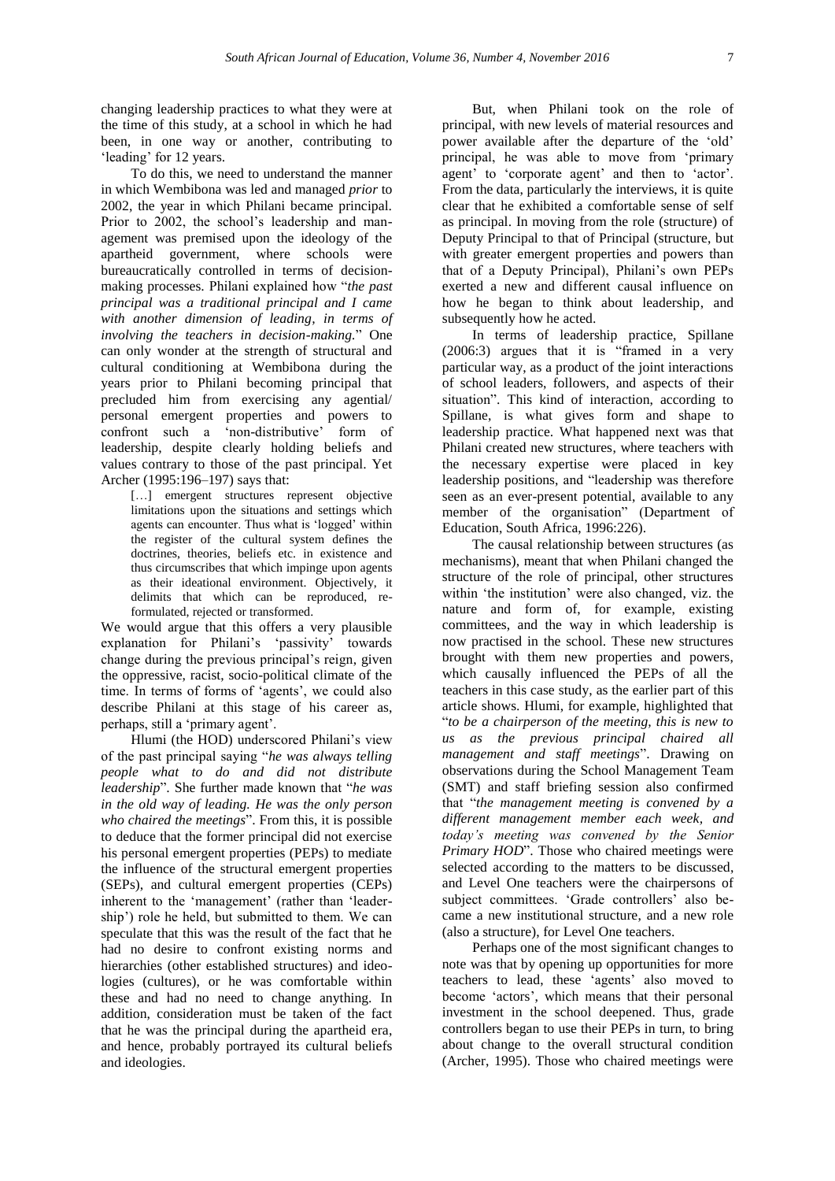changing leadership practices to what they were at the time of this study, at a school in which he had been, in one way or another, contributing to 'leading' for 12 years.

To do this, we need to understand the manner in which Wembibona was led and managed *prior* to 2002, the year in which Philani became principal. Prior to 2002, the school's leadership and management was premised upon the ideology of the apartheid government, where schools were bureaucratically controlled in terms of decision-making processes. Philani explained how "*the past principal was a traditional principal and I came with another dimension of leading, in terms of involving the teachers in decision-making.*" One can only wonder at the strength of structural and cultural conditioning at Wembibona during the years prior to Philani becoming principal that precluded him from exercising any agential/ personal emergent properties and powers to confront such a 'non-distributive' form of leadership, despite clearly holding beliefs and values contrary to those of the past principal. Yet Archer (1995:196–197) says that:

> […] emergent structures represent objective limitations upon the situations and settings which agents can encounter. Thus what is 'logged' within the register of the cultural system defines the doctrines, theories, beliefs etc. in existence and thus circumscribes that which impinge upon agents as their ideational environment. Objectively, it delimits that which can be reproduced, re-formulated, rejected or transformed.

We would argue that this offers a very plausible explanation for Philani's 'passivity' towards change during the previous principal's reign, given the oppressive, racist, socio-political climate of the time. In terms of forms of 'agents', we could also describe Philani at this stage of his career as, perhaps, still a 'primary agent'.

Hlumi (the HOD) underscored Philani's view of the past principal saying "*he was always telling people what to do and did not distribute leadership*". She further made known that "*he was in the old way of leading. He was the only person who chaired the meetings*". From this, it is possible to deduce that the former principal did not exercise his personal emergent properties (PEPs) to mediate the influence of the structural emergent properties (SEPs), and cultural emergent properties (CEPs) inherent to the 'management' (rather than 'leadership') role he held, but submitted to them. We can speculate that this was the result of the fact that he had no desire to confront existing norms and hierarchies (other established structures) and ideologies (cultures), or he was comfortable within these and had no need to change anything. In addition, consideration must be taken of the fact that he was the principal during the apartheid era, and hence, probably portrayed its cultural beliefs and ideologies.

But, when Philani took on the role of principal, with new levels of material resources and power available after the departure of the 'old' principal, he was able to move from 'primary agent' to 'corporate agent' and then to 'actor'. From the data, particularly the interviews, it is quite clear that he exhibited a comfortable sense of self as principal. In moving from the role (structure) of Deputy Principal to that of Principal (structure, but with greater emergent properties and powers than that of a Deputy Principal), Philani's own PEPs exerted a new and different causal influence on how he began to think about leadership, and subsequently how he acted.

In terms of leadership practice, Spillane (2006:3) argues that it is "framed in a very particular way, as a product of the joint interactions of school leaders, followers, and aspects of their situation". This kind of interaction, according to Spillane, is what gives form and shape to leadership practice. What happened next was that Philani created new structures, where teachers with the necessary expertise were placed in key leadership positions, and "leadership was therefore seen as an ever-present potential, available to any member of the organisation" (Department of Education, South Africa, 1996:226).

The causal relationship between structures (as mechanisms), meant that when Philani changed the structure of the role of principal, other structures within 'the institution' were also changed, viz. the nature and form of, for example, existing committees, and the way in which leadership is now practised in the school. These new structures brought with them new properties and powers, which causally influenced the PEPs of all the teachers in this case study, as the earlier part of this article shows. Hlumi, for example, highlighted that "*to be a chairperson of the meeting, this is new to us as the previous principal chaired all management and staff meetings*". Drawing on observations during the School Management Team (SMT) and staff briefing session also confirmed that "*the management meeting is convened by a different management member each week, and today's meeting was convened by the Senior Primary HOD*". Those who chaired meetings were selected according to the matters to be discussed, and Level One teachers were the chairpersons of subject committees. 'Grade controllers' also became a new institutional structure, and a new role (also a structure), for Level One teachers.

Perhaps one of the most significant changes to note was that by opening up opportunities for more teachers to lead, these 'agents' also moved to become 'actors', which means that their personal investment in the school deepened. Thus, grade controllers began to use their PEPs in turn, to bring about change to the overall structural condition (Archer, 1995). Those who chaired meetings were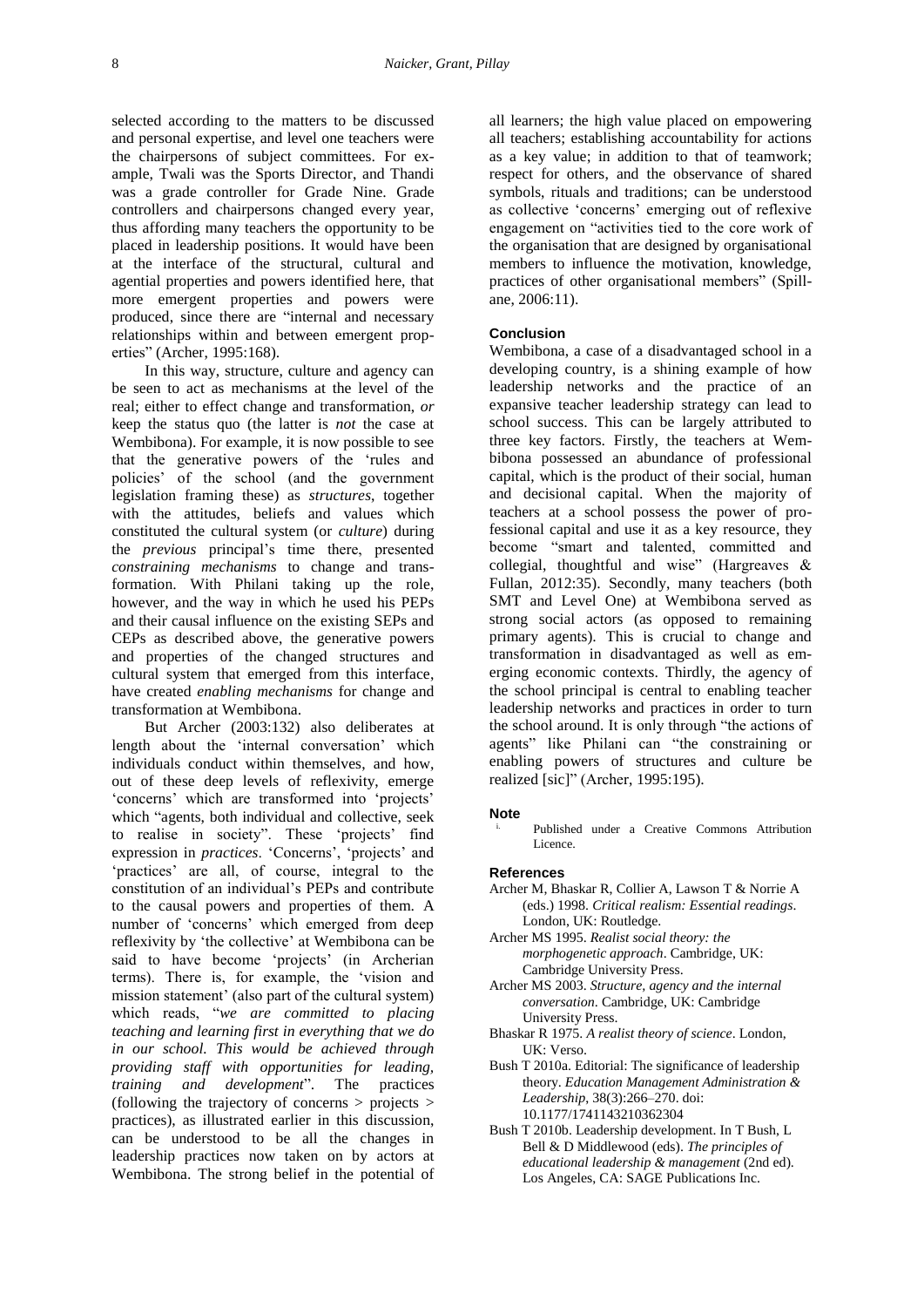selected according to the matters to be discussed and personal expertise, and level one teachers were the chairpersons of subject committees. For example, Twali was the Sports Director, and Thandi was a grade controller for Grade Nine. Grade controllers and chairpersons changed every year, thus affording many teachers the opportunity to be placed in leadership positions. It would have been at the interface of the structural, cultural and agential properties and powers identified here, that more emergent properties and powers were produced, since there are "internal and necessary relationships within and between emergent properties" (Archer, 1995:168).

In this way, structure, culture and agency can be seen to act as mechanisms at the level of the real; either to effect change and transformation, *or* keep the status quo (the latter is *not* the case at Wembibona). For example, it is now possible to see that the generative powers of the 'rules and policies' of the school (and the government legislation framing these) as *structures*, together with the attitudes, beliefs and values which constituted the cultural system (or *culture*) during the *previous* principal's time there, presented *constraining mechanisms* to change and transformation. With Philani taking up the role, however, and the way in which he used his PEPs and their causal influence on the existing SEPs and CEPs as described above, the generative powers and properties of the changed structures and cultural system that emerged from this interface, have created *enabling mechanisms* for change and transformation at Wembibona.

But Archer (2003:132) also deliberates at length about the 'internal conversation' which individuals conduct within themselves, and how, out of these deep levels of reflexivity, emerge 'concerns' which are transformed into 'projects' which "agents, both individual and collective, seek to realise in society". These 'projects' find expression in *practices*. 'Concerns', 'projects' and 'practices' are all, of course, integral to the constitution of an individual's PEPs and contribute to the causal powers and properties of them. A number of 'concerns' which emerged from deep reflexivity by 'the collective' at Wembibona can be said to have become 'projects' (in Archerian terms). There is, for example, the 'vision and mission statement' (also part of the cultural system) which reads, "*we are committed to placing teaching and learning first in everything that we do in our school. This would be achieved through providing staff with opportunities for leading, training and development*". The practices (following the trajectory of concerns > projects > practices), as illustrated earlier in this discussion, can be understood to be all the changes in leadership practices now taken on by actors at Wembibona. The strong belief in the potential of all learners; the high value placed on empowering all teachers; establishing accountability for actions as a key value; in addition to that of teamwork; respect for others, and the observance of shared symbols, rituals and traditions; can be understood as collective 'concerns' emerging out of reflexive engagement on "activities tied to the core work of the organisation that are designed by organisational members to influence the motivation, knowledge, practices of other organisational members" (Spillane, 2006:11).

## Conclusion

Wembibona, a case of a disadvantaged school in a developing country, is a shining example of how leadership networks and the practice of an expansive teacher leadership strategy can lead to school success. This can be largely attributed to three key factors. Firstly, the teachers at Wembibona possessed an abundance of professional capital, which is the product of their social, human and decisional capital. When the majority of teachers at a school possess the power of professional capital and use it as a key resource, they become "smart and talented, committed and collegial, thoughtful and wise" (Hargreaves & Fullan, 2012:35). Secondly, many teachers (both SMT and Level One) at Wembibona served as strong social actors (as opposed to remaining primary agents). This is crucial to change and transformation in disadvantaged as well as emerging economic contexts. Thirdly, the agency of the school principal is central to enabling teacher leadership networks and practices in order to turn the school around. It is only through "the actions of agents" like Philani can "the constraining or enabling powers of structures and culture be realized [sic]" (Archer, 1995:195).

## Note

i. Published under a Creative Commons Attribution Licence.

## References

Archer M, Bhaskar R, Collier A, Lawson T & Norrie A (eds.) 1998. *Critical realism: Essential readings*. London, UK: Routledge.

Archer MS 1995. *Realist social theory: the morphogenetic approach*. Cambridge, UK: Cambridge University Press.

Archer MS 2003. *Structure, agency and the internal conversation*. Cambridge, UK: Cambridge University Press.

Bhaskar R 1975. *A realist theory of science*. London, UK: Verso.

Bush T 2010a. Editorial: The significance of leadership theory. *Education Management Administration & Leadership*, 38(3):266–270. doi: 10.1177/1741143210362304

Bush T 2010b. Leadership development. In T Bush, L Bell & D Middlewood (eds). *The principles of educational leadership & management* (2nd ed). Los Angeles, CA: SAGE Publications Inc.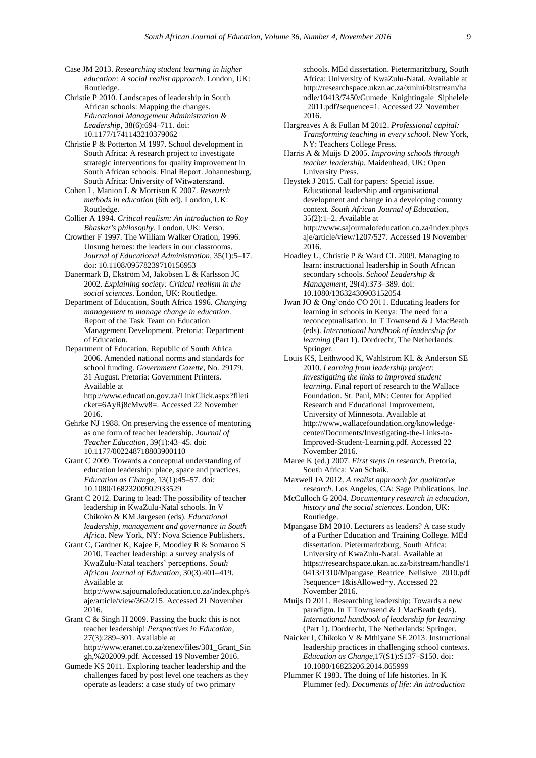Case JM 2013. *Researching student learning in higher education: A social realist approach*. London, UK: Routledge.

Christie P 2010. Landscapes of leadership in South African schools: Mapping the changes. *Educational Management Administration & Leadership*, 38(6):694–711. doi: 10.1177/1741143210379062

Christie P & Potterton M 1997. School development in South Africa: A research project to investigate strategic interventions for quality improvement in South African schools. Final Report. Johannesburg, South Africa: University of Witwatersrand.

Cohen L, Manion L & Morrison K 2007. *Research methods in education* (6th ed). London, UK: Routledge.

Collier A 1994. *Critical realism: An introduction to Roy Bhaskar's philosophy*. London, UK: Verso.

Crowther F 1997. The William Walker Oration, 1996. Unsung heroes: the leaders in our classrooms. *Journal of Educational Administration*, 35(1):5–17. doi: 10.1108/09578239710156953

Danermark B, Ekström M, Jakobsen L & Karlsson JC 2002. *Explaining society: Critical realism in the social sciences*. London, UK: Routledge.

Department of Education, South Africa 1996. *Changing management to manage change in education*. Report of the Task Team on Education Management Development. Pretoria: Department of Education.

Department of Education, Republic of South Africa 2006. Amended national norms and standards for school funding. *Government Gazette*, No. 29179. 31 August. Pretoria: Government Printers. Available at http://www.education.gov.za/LinkClick.aspx?fileticket=6AyRj8cMwv8=. Accessed 22 November 2016.

Gehrke NJ 1988. On preserving the essence of mentoring as one form of teacher leadership. *Journal of Teacher Education*, 39(1):43–45. doi: 10.1177/002248718803900110

Grant C 2009. Towards a conceptual understanding of education leadership: place, space and practices. *Education as Change*, 13(1):45–57. doi: 10.1080/16823200902933529

Grant C 2012. Daring to lead: The possibility of teacher leadership in KwaZulu-Natal schools. In V Chikoko & KM Jørgesen (eds). *Educational leadership, management and governance in South Africa*. New York, NY: Nova Science Publishers.

Grant C, Gardner K, Kajee F, Moodley R & Somaroo S 2010. Teacher leadership: a survey analysis of KwaZulu-Natal teachers' perceptions. *South African Journal of Education*, 30(3):401–419. Available at http://www.sajournalofeducation.co.za/index.php/saje/article/view/362/215. Accessed 21 November 2016.

Grant C & Singh H 2009. Passing the buck: this is not teacher leadership! *Perspectives in Education*, 27(3):289–301. Available at http://www.eranet.co.za/zenex/files/301_Grant_Singh,%202009.pdf. Accessed 19 November 2016.

Gumede KS 2011. Exploring teacher leadership and the challenges faced by post level one teachers as they operate as leaders: a case study of two primary schools. MEd dissertation. Pietermaritzburg, South Africa: University of KwaZulu-Natal. Available at http://researchspace.ukzn.ac.za/xmlui/bitstream/handle/10413/7450/Gumede_Knightingale_Siphelele_2011.pdf?sequence=1. Accessed 22 November 2016.

Hargreaves A & Fullan M 2012. *Professional capital: Transforming teaching in every school*. New York, NY: Teachers College Press.

Harris A & Muijs D 2005. *Improving schools through teacher leadership*. Maidenhead, UK: Open University Press.

Heystek J 2015. Call for papers: Special issue. Educational leadership and organisational development and change in a developing country context. *South African Journal of Education*, 35(2):1–2. Available at http://www.sajournalofeducation.co.za/index.php/saje/article/view/1207/527. Accessed 19 November 2016.

Hoadley U, Christie P & Ward CL 2009. Managing to learn: instructional leadership in South African secondary schools. *School Leadership & Management*, 29(4):373–389. doi: 10.1080/13632430903152054

Jwan JO & Ong'ondo CO 2011. Educating leaders for learning in schools in Kenya: The need for a reconceptualisation. In T Townsend & J MacBeath (eds). *International handbook of leadership for learning* (Part 1). Dordrecht, The Netherlands: Springer.

Louis KS, Leithwood K, Wahlstrom KL & Anderson SE 2010. *Learning from leadership project: Investigating the links to improved student learning*. Final report of research to the Wallace Foundation. St. Paul, MN: Center for Applied Research and Educational Improvement, University of Minnesota. Available at http://www.wallacefoundation.org/knowledge-center/Documents/Investigating-the-Links-to-Improved-Student-Learning.pdf. Accessed 22 November 2016.

Maree K (ed.) 2007. *First steps in research*. Pretoria, South Africa: Van Schaik.

Maxwell JA 2012. *A realist approach for qualitative research*. Los Angeles, CA: Sage Publications, Inc.

McCulloch G 2004. *Documentary research in education, history and the social sciences*. London, UK: Routledge.

Mpangase BM 2010. Lecturers as leaders? A case study of a Further Education and Training College. MEd dissertation. Pietermaritzburg, South Africa: University of KwaZulu-Natal. Available at https://researchspace.ukzn.ac.za/bitstream/handle/10413/1310/Mpangase_Beatrice_Nelisiwe_2010.pdf?sequence=1&isAllowed=y. Accessed 22 November 2016.

Muijs D 2011. Researching leadership: Towards a new paradigm. In T Townsend & J MacBeath (eds). *International handbook of leadership for learning* (Part 1). Dordrecht, The Netherlands: Springer.

Naicker I, Chikoko V & Mthiyane SE 2013. Instructional leadership practices in challenging school contexts. *Education as Change*,17(S1):S137–S150. doi: 10.1080/16823206.2014.865999

Plummer K 1983. The doing of life histories. In K Plummer (ed). *Documents of life: An introduction*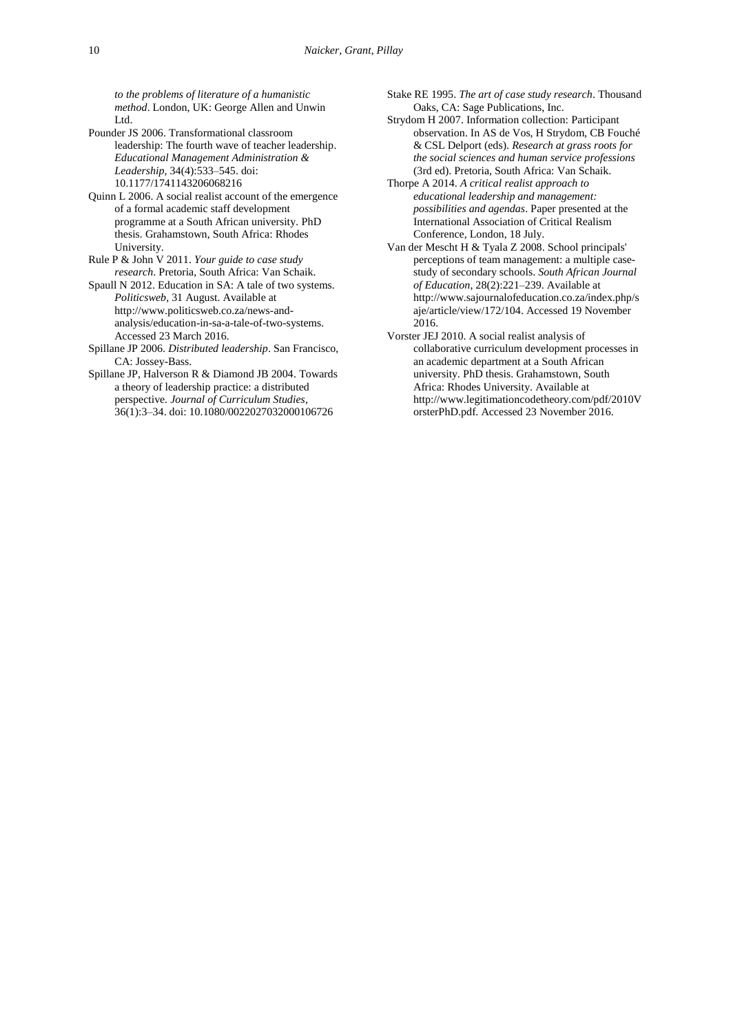*to the problems of literature of a humanistic method*. London, UK: George Allen and Unwin Ltd.

Pounder JS 2006. Transformational classroom leadership: The fourth wave of teacher leadership. *Educational Management Administration & Leadership*, 34(4):533–545. doi: 10.1177/1741143206068216

Quinn L 2006. A social realist account of the emergence of a formal academic staff development programme at a South African university. PhD thesis. Grahamstown, South Africa: Rhodes University.

Rule P & John V 2011. *Your guide to case study research*. Pretoria, South Africa: Van Schaik.

Spaull N 2012. Education in SA: A tale of two systems. *Politicsweb*, 31 August. Available at http://www.politicsweb.co.za/news-and-analysis/education-in-sa-a-tale-of-two-systems. Accessed 23 March 2016.

Spillane JP 2006. *Distributed leadership*. San Francisco, CA: Jossey-Bass.

Spillane JP, Halverson R & Diamond JB 2004. Towards a theory of leadership practice: a distributed perspective. *Journal of Curriculum Studies*, 36(1):3–34. doi: 10.1080/0022027032000106726

Stake RE 1995. *The art of case study research*. Thousand Oaks, CA: Sage Publications, Inc.

Strydom H 2007. Information collection: Participant observation. In AS de Vos, H Strydom, CB Fouché & CSL Delport (eds). *Research at grass roots for the social sciences and human service professions* (3rd ed). Pretoria, South Africa: Van Schaik.

Thorpe A 2014. *A critical realist approach to educational leadership and management: possibilities and agendas*. Paper presented at the International Association of Critical Realism Conference, London, 18 July.

Van der Mescht H & Tyala Z 2008. School principals' perceptions of team management: a multiple case-study of secondary schools. *South African Journal of Education*, 28(2):221–239. Available at http://www.sajournalofeducation.co.za/index.php/saje/article/view/172/104. Accessed 19 November 2016.

Vorster JEJ 2010. A social realist analysis of collaborative curriculum development processes in an academic department at a South African university. PhD thesis. Grahamstown, South Africa: Rhodes University. Available at http://www.legitimationcodetheory.com/pdf/2010VorsterPhD.pdf. Accessed 23 November 2016.